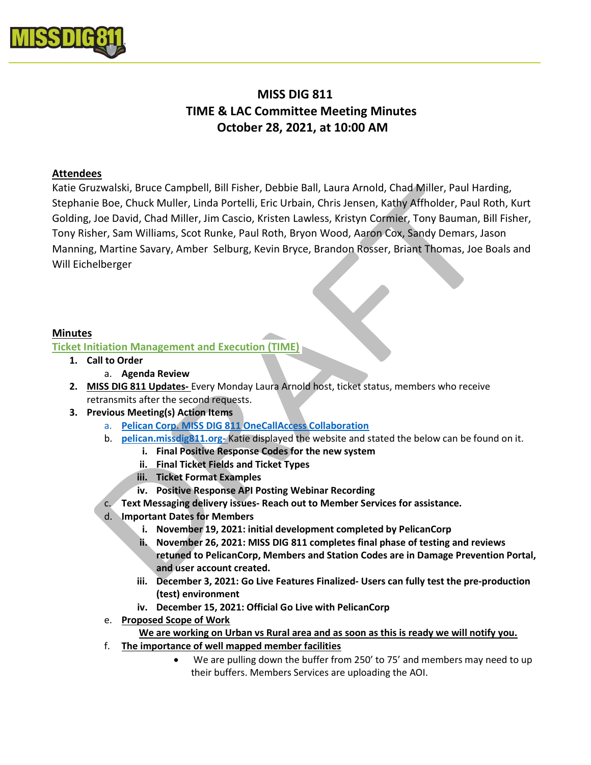# MISS DIG 811
# TIME & LAC Committee Meeting Minutes
# October 28, 2021, at 10:00 AM

## Attendees

Katie Gruzwalski, Bruce Campbell, Bill Fisher, Debbie Ball, Laura Arnold, Chad Miller, Paul Harding, Stephanie Boe, Chuck Muller, Linda Portelli, Eric Urbain, Chris Jensen, Kathy Affholder, Paul Roth, Kurt Golding, Joe David, Chad Miller, Jim Cascio, Kristen Lawless, Kristyn Cormier, Tony Bauman, Bill Fisher, Tony Risher, Sam Williams, Scot Runke, Paul Roth, Bryon Wood, Aaron Cox, Sandy Demars, Jason Manning, Martine Savary, Amber Selburg, Kevin Bryce, Brandon Rosser, Briant Thomas, Joe Boals and Will Eichelberger

## Minutes

### Ticket Initiation Management and Execution (TIME)

1. **Call to Order**
   a. **Agenda Review**
2. **MISS DIG 811 Updates-** Every Monday Laura Arnold host, ticket status, members who receive retransmits after the second requests.
3. **Previous Meeting(s) Action Items**
   a. **Pelican Corp. MISS DIG 811 OneCallAccess Collaboration**
   b. **pelican.missdig811.org-** Katie displayed the website and stated the below can be found on it.
      i. **Final Positive Response Codes for the new system**
      ii. **Final Ticket Fields and Ticket Types**
      iii. **Ticket Format Examples**
      iv. **Positive Response API Posting Webinar Recording**
   c. **Text Messaging delivery issues- Reach out to Member Services for assistance.**
   d. **Important Dates for Members**
      i. **November 19, 2021: initial development completed by PelicanCorp**
      ii. **November 26, 2021: MISS DIG 811 completes final phase of testing and reviews retuned to PelicanCorp, Members and Station Codes are in Damage Prevention Portal, and user account created.**
      iii. **December 3, 2021: Go Live Features Finalized- Users can fully test the pre-production (test) environment**
      iv. **December 15, 2021: Official Go Live with PelicanCorp**
   e. **Proposed Scope of Work**
      **We are working on Urban vs Rural area and as soon as this is ready we will notify you.**
   f. **The importance of well mapped member facilities**
      - We are pulling down the buffer from 250' to 75' and members may need to up their buffers. Members Services are uploading the AOI.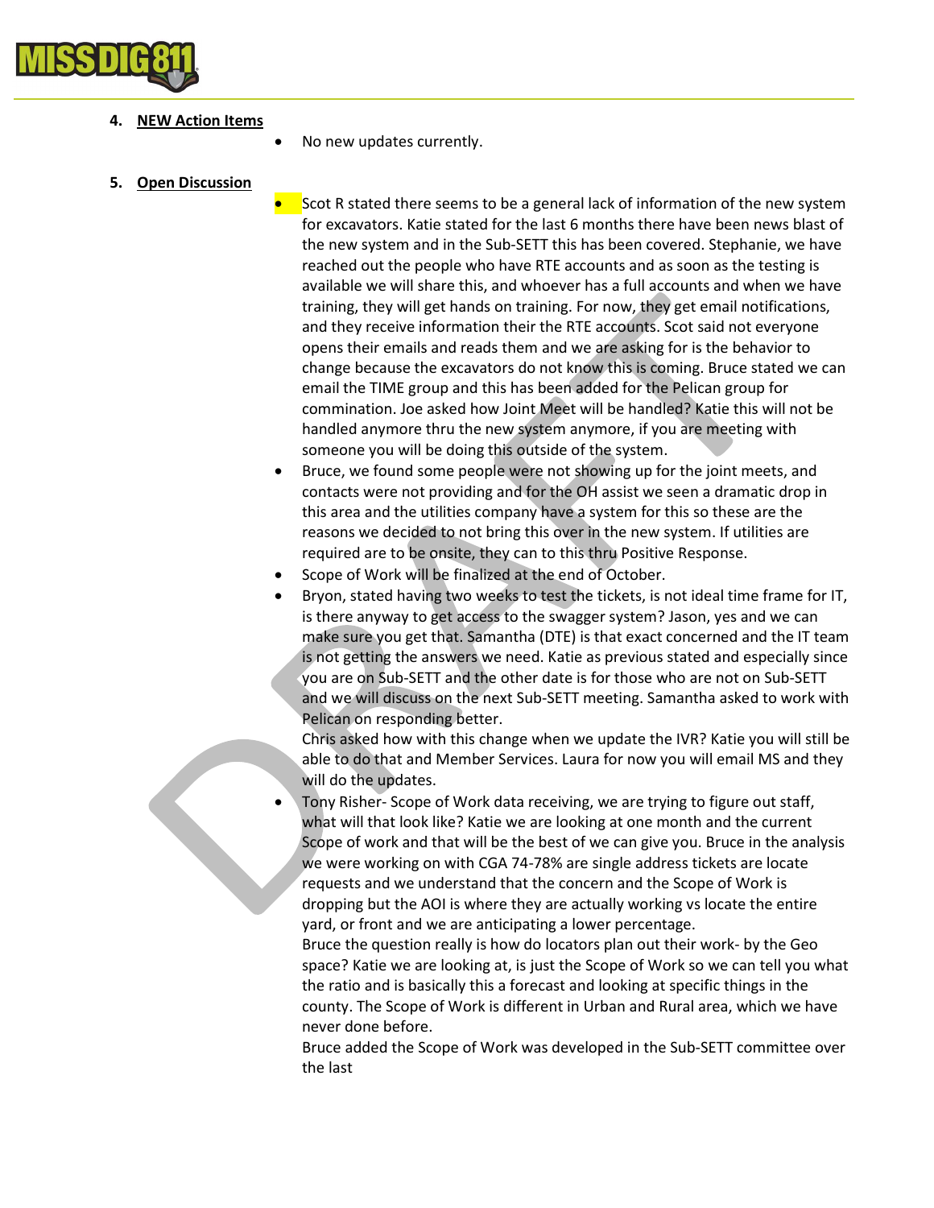4. **NEW Action Items**

- No new updates currently.

5. **Open Discussion**

- Scot R stated there seems to be a general lack of information of the new system for excavators. Katie stated for the last 6 months there have been news blast of the new system and in the Sub-SETT this has been covered. Stephanie, we have reached out the people who have RTE accounts and as soon as the testing is available we will share this, and whoever has a full accounts and when we have training, they will get hands on training. For now, they get email notifications, and they receive information their the RTE accounts. Scot said not everyone opens their emails and reads them and we are asking for is the behavior to change because the excavators do not know this is coming. Bruce stated we can email the TIME group and this has been added for the Pelican group for commination. Joe asked how Joint Meet will be handled? Katie this will not be handled anymore thru the new system anymore, if you are meeting with someone you will be doing this outside of the system.
- Bruce, we found some people were not showing up for the joint meets, and contacts were not providing and for the OH assist we seen a dramatic drop in this area and the utilities company have a system for this so these are the reasons we decided to not bring this over in the new system. If utilities are required are to be onsite, they can to this thru Positive Response.
- Scope of Work will be finalized at the end of October.
- Bryon, stated having two weeks to test the tickets, is not ideal time frame for IT, is there anyway to get access to the swagger system? Jason, yes and we can make sure you get that. Samantha (DTE) is that exact concerned and the IT team is not getting the answers we need. Katie as previous stated and especially since you are on Sub-SETT and the other date is for those who are not on Sub-SETT and we will discuss on the next Sub-SETT meeting. Samantha asked to work with Pelican on responding better.

  Chris asked how with this change when we update the IVR? Katie you will still be able to do that and Member Services. Laura for now you will email MS and they will do the updates.
- Tony Risher- Scope of Work data receiving, we are trying to figure out staff, what will that look like? Katie we are looking at one month and the current Scope of work and that will be the best of we can give you. Bruce in the analysis we were working on with CGA 74-78% are single address tickets are locate requests and we understand that the concern and the Scope of Work is dropping but the AOI is where they are actually working vs locate the entire yard, or front and we are anticipating a lower percentage.

  Bruce the question really is how do locators plan out their work- by the Geo space? Katie we are looking at, is just the Scope of Work so we can tell you what the ratio and is basically this a forecast and looking at specific things in the county. The Scope of Work is different in Urban and Rural area, which we have never done before.

  Bruce added the Scope of Work was developed in the Sub-SETT committee over the last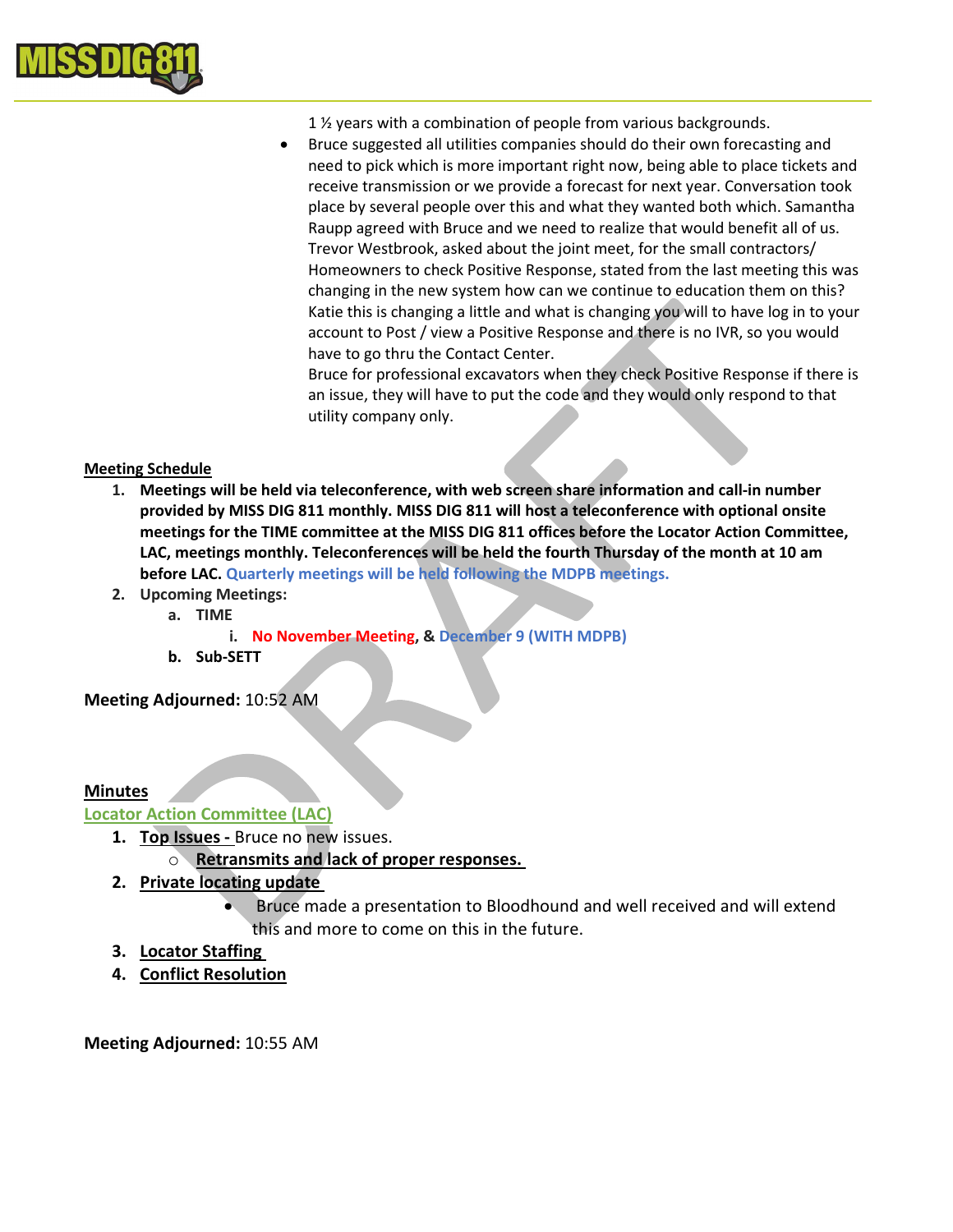1 ½ years with a combination of people from various backgrounds.

- Bruce suggested all utilities companies should do their own forecasting and need to pick which is more important right now, being able to place tickets and receive transmission or we provide a forecast for next year. Conversation took place by several people over this and what they wanted both which. Samantha Raupp agreed with Bruce and we need to realize that would benefit all of us. Trevor Westbrook, asked about the joint meet, for the small contractors/ Homeowners to check Positive Response, stated from the last meeting this was changing in the new system how can we continue to education them on this? Katie this is changing a little and what is changing you will to have log in to your account to Post / view a Positive Response and there is no IVR, so you would have to go thru the Contact Center.

  Bruce for professional excavators when they check Positive Response if there is an issue, they will have to put the code and they would only respond to that utility company only.

**Meeting Schedule**

1. **Meetings will be held via teleconference, with web screen share information and call-in number provided by MISS DIG 811 monthly. MISS DIG 811 will host a teleconference with optional onsite meetings for the TIME committee at the MISS DIG 811 offices before the Locator Action Committee, LAC, meetings monthly. Teleconferences will be held the fourth Thursday of the month at 10 am before LAC. Quarterly meetings will be held following the MDPB meetings.**
2. **Upcoming Meetings:**
   a. **TIME**
      i. **No November Meeting, & December 9 (WITH MDPB)**
   b. **Sub-SETT**

**Meeting Adjourned:** 10:52 AM

**Minutes**

**Locator Action Committee (LAC)**

1. **Top Issues -** Bruce no new issues.
   - **Retransmits and lack of proper responses.**
2. **Private locating update**
   - Bruce made a presentation to Bloodhound and well received and will extend this and more to come on this in the future.
3. **Locator Staffing**
4. **Conflict Resolution**

**Meeting Adjourned:** 10:55 AM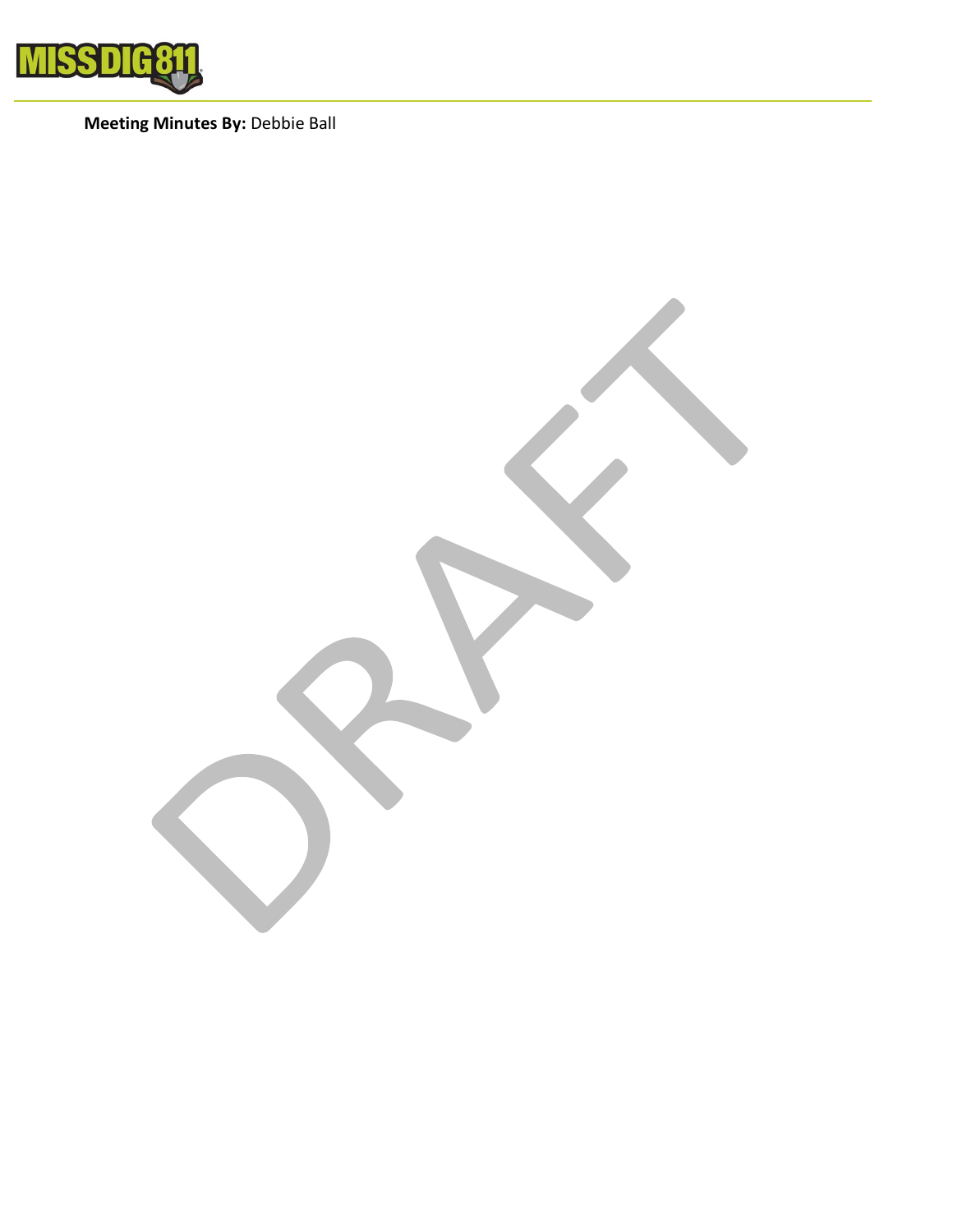**Meeting Minutes By:** Debbie Ball